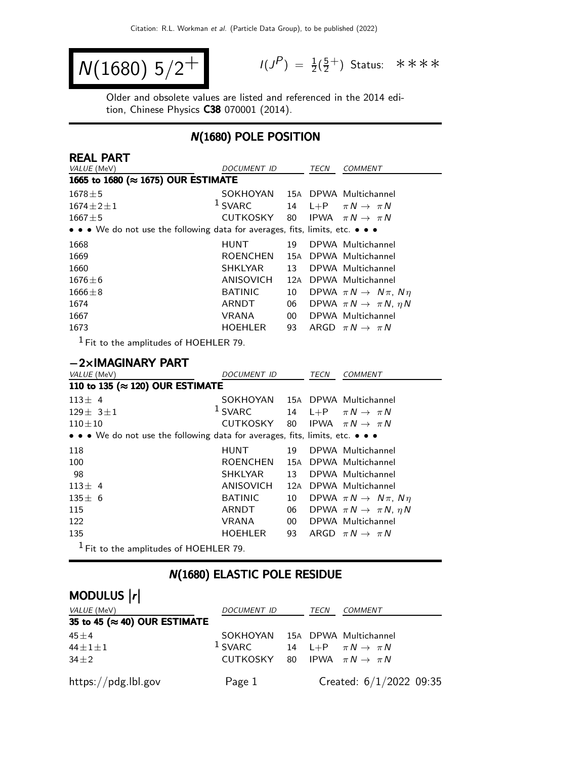# $N(1680)$ $5/2^+$

$I(J^P) = \frac{1}{2}(\frac{5}{2}^+)$ Status: ∗∗∗∗

Older and obsolete values are listed and referenced in the 2014 edition, Chinese Physics **C38** 070001 (2014).

## N(1680) POLE POSITION

### REAL PART

| VALUE (MeV) | DOCUMENT ID | | TECN | COMMENT |
|---|---|---|---|---|
| **1665 to 1680 (≈ 1675) OUR ESTIMATE** | | | | |
| $1678 \pm 5$ | SOKHOYAN | 15A | DPWA | Multichannel |
| $1674 \pm 2 \pm 1$ | [1] SVARC | 14 | L+P | $\pi N \to \pi N$ |
| $1667 \pm 5$ | CUTKOSKY | 80 | IPWA | $\pi N \to \pi N$ |
| • • • We do not use the following data for averages, fits, limits, etc. • • • | | | | |
| 1668 | HUNT | 19 | DPWA | Multichannel |
| 1669 | ROENCHEN | 15A | DPWA | Multichannel |
| 1660 | SHKLYAR | 13 | DPWA | Multichannel |
| $1676 \pm 6$ | ANISOVICH | 12A | DPWA | Multichannel |
| $1666 \pm 8$ | BATINIC | 10 | DPWA | $\pi N \to N\pi$, $N\eta$ |
| 1674 | ARNDT | 06 | DPWA | $\pi N \to \pi N$, $\eta N$ |
| 1667 | VRANA | 00 | DPWA | Multichannel |
| 1673 | HOEHLER | 93 | ARGD | $\pi N \to \pi N$ |

[1] Fit to the amplitudes of HOEHLER 79.

### −2×IMAGINARY PART

| VALUE (MeV) | DOCUMENT ID | | TECN | COMMENT |
|---|---|---|---|---|
| **110 to 135 (≈ 120) OUR ESTIMATE** | | | | |
| $113 \pm 4$ | SOKHOYAN | 15A | DPWA | Multichannel |
| $129 \pm 3 \pm 1$ | [1] SVARC | 14 | L+P | $\pi N \to \pi N$ |
| $110 \pm 10$ | CUTKOSKY | 80 | IPWA | $\pi N \to \pi N$ |
| • • • We do not use the following data for averages, fits, limits, etc. • • • | | | | |
| 118 | HUNT | 19 | DPWA | Multichannel |
| 100 | ROENCHEN | 15A | DPWA | Multichannel |
| 98 | SHKLYAR | 13 | DPWA | Multichannel |
| $113 \pm 4$ | ANISOVICH | 12A | DPWA | Multichannel |
| $135 \pm 6$ | BATINIC | 10 | DPWA | $\pi N \to N\pi$, $N\eta$ |
| 115 | ARNDT | 06 | DPWA | $\pi N \to \pi N$, $\eta N$ |
| 122 | VRANA | 00 | DPWA | Multichannel |
| 135 | HOEHLER | 93 | ARGD | $\pi N \to \pi N$ |

[1] Fit to the amplitudes of HOEHLER 79.

## N(1680) ELASTIC POLE RESIDUE

### MODULUS $|r|$

| VALUE (MeV) | DOCUMENT ID | | TECN | COMMENT |
|---|---|---|---|---|
| **35 to 45 (≈ 40) OUR ESTIMATE** | | | | |
| $45 \pm 4$ | SOKHOYAN | 15A | DPWA | Multichannel |
| $44 \pm 1 \pm 1$ | [1] SVARC | 14 | L+P | $\pi N \to \pi N$ |
| $34 \pm 2$ | CUTKOSKY | 80 | IPWA | $\pi N \to \pi N$ |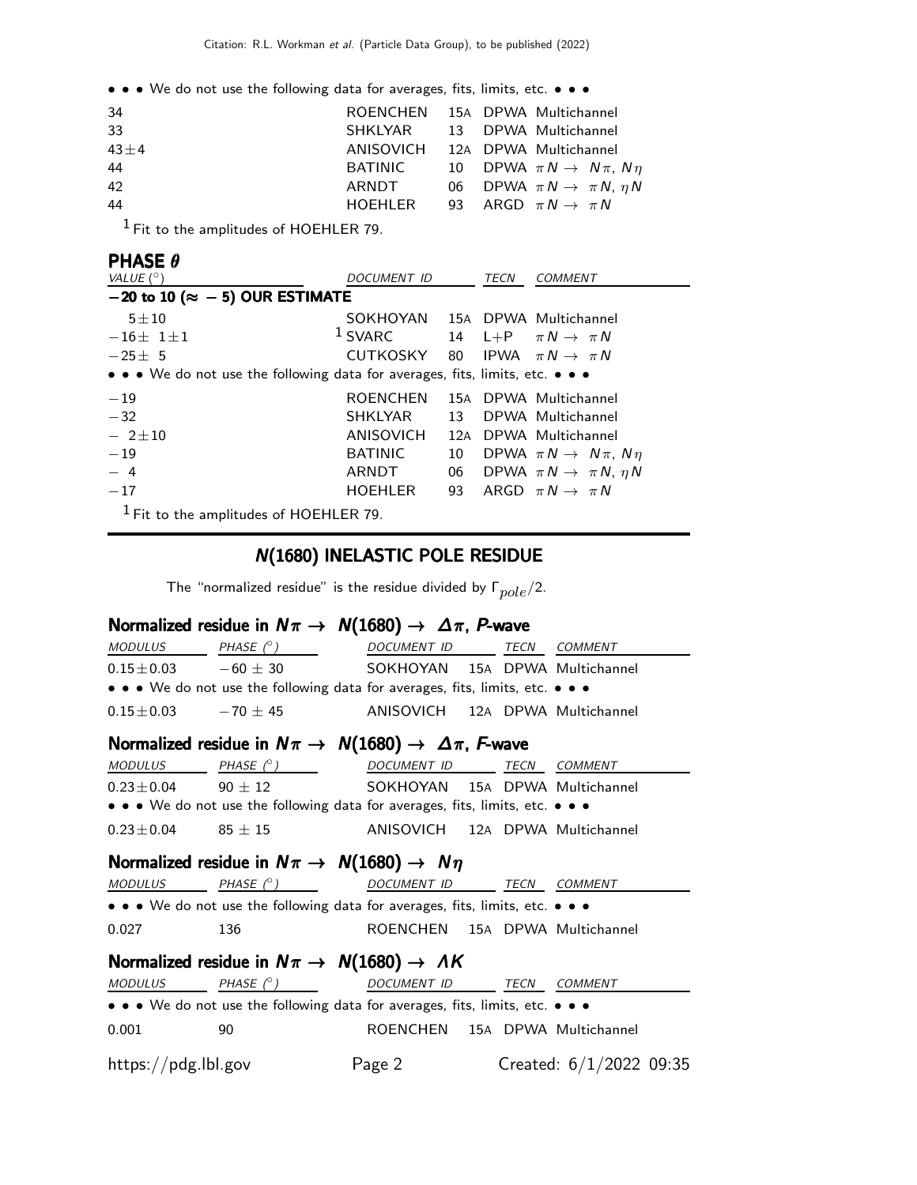• • • We do not use the following data for averages, fits, limits, etc. • • •

| | | | |
|---|---|---|---|
| 34 | ROENCHEN | 15A | DPWA Multichannel |
| 33 | SHKLYAR | 13 | DPWA Multichannel |
| $43\pm4$ | ANISOVICH | 12A | DPWA Multichannel |
| 44 | BATINIC | 10 | DPWA $\pi N \to N\pi$, $N\eta$ |
| 42 | ARNDT | 06 | DPWA $\pi N \to \pi N$, $\eta N$ |
| 44 | HOEHLER | 93 | ARGD $\pi N \to \pi N$ |

[1] Fit to the amplitudes of HOEHLER 79.

## PHASE $\theta$

| VALUE (°) | DOCUMENT ID | | TECN | COMMENT |
|---|---|---|---|---|
| **−20 to 10 (≈ − 5) OUR ESTIMATE** | | | | |
| $5\pm10$ | SOKHOYAN | 15A | DPWA | Multichannel |
| $-16\pm1\pm1$ | [1] SVARC | 14 | L+P | $\pi N \to \pi N$ |
| $-25\pm5$ | CUTKOSKY | 80 | IPWA | $\pi N \to \pi N$ |
| • • • We do not use the following data for averages, fits, limits, etc. • • • | | | | |
| $-19$ | ROENCHEN | 15A | DPWA | Multichannel |
| $-32$ | SHKLYAR | 13 | DPWA | Multichannel |
| $-2\pm10$ | ANISOVICH | 12A | DPWA | Multichannel |
| $-19$ | BATINIC | 10 | DPWA | $\pi N \to N\pi$, $N\eta$ |
| $-4$ | ARNDT | 06 | DPWA | $\pi N \to \pi N$, $\eta N$ |
| $-17$ | HOEHLER | 93 | ARGD | $\pi N \to \pi N$ |

[1] Fit to the amplitudes of HOEHLER 79.

# $N(1680)$ INELASTIC POLE RESIDUE

The "normalized residue" is the residue divided by $\Gamma_{pole}/2$.

## Normalized residue in $N\pi \to N(1680) \to \Delta\pi$, $P$-wave

| MODULUS | PHASE (°) | DOCUMENT ID | | TECN | COMMENT |
|---|---|---|---|---|---|
| $0.15\pm0.03$ | $-60\pm30$ | SOKHOYAN | 15A | DPWA | Multichannel |
| • • • We do not use the following data for averages, fits, limits, etc. • • • | | | | | |
| $0.15\pm0.03$ | $-70\pm45$ | ANISOVICH | 12A | DPWA | Multichannel |

## Normalized residue in $N\pi \to N(1680) \to \Delta\pi$, $F$-wave

| MODULUS | PHASE (°) | DOCUMENT ID | | TECN | COMMENT |
|---|---|---|---|---|---|
| $0.23\pm0.04$ | $90\pm12$ | SOKHOYAN | 15A | DPWA | Multichannel |
| • • • We do not use the following data for averages, fits, limits, etc. • • • | | | | | |
| $0.23\pm0.04$ | $85\pm15$ | ANISOVICH | 12A | DPWA | Multichannel |

## Normalized residue in $N\pi \to N(1680) \to N\eta$

| MODULUS | PHASE (°) | DOCUMENT ID | | TECN | COMMENT |
|---|---|---|---|---|---|
| • • • We do not use the following data for averages, fits, limits, etc. • • • | | | | | |
| 0.027 | 136 | ROENCHEN | 15A | DPWA | Multichannel |

## Normalized residue in $N\pi \to N(1680) \to \Lambda K$

| MODULUS | PHASE (°) | DOCUMENT ID | | TECN | COMMENT |
|---|---|---|---|---|---|
| • • • We do not use the following data for averages, fits, limits, etc. • • • | | | | | |
| 0.001 | 90 | ROENCHEN | 15A | DPWA | Multichannel |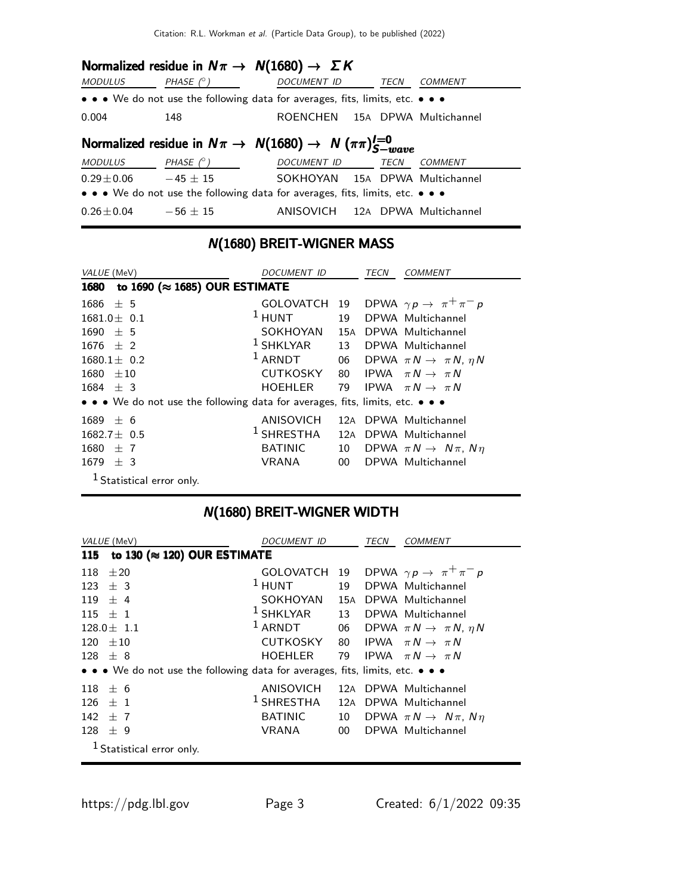### Normalized residue in $N\pi \rightarrow N(1680) \rightarrow \Sigma K$

| MODULUS | PHASE (°) | DOCUMENT ID | | TECN | COMMENT |
|---|---|---|---|---|---|
| • • • We do not use the following data for averages, fits, limits, etc. • • • | | | | | |
| 0.004 | 148 | ROENCHEN | 15A | DPWA | Multichannel |

### Normalized residue in $N\pi \rightarrow N(1680) \rightarrow N(\pi\pi)^{I=0}_{S-wave}$

| MODULUS | PHASE (°) | DOCUMENT ID | | TECN | COMMENT |
|---|---|---|---|---|---|
| $0.29 \pm 0.06$ | $-45 \pm 15$ | SOKHOYAN | 15A | DPWA | Multichannel |
| • • • We do not use the following data for averages, fits, limits, etc. • • • | | | | | |
| $0.26 \pm 0.04$ | $-56 \pm 15$ | ANISOVICH | 12A | DPWA | Multichannel |

## N(1680) BREIT-WIGNER MASS

| VALUE (MeV) | DOCUMENT ID | | TECN | COMMENT |
|---|---|---|---|---|
| **1680 to 1690 (≈ 1685) OUR ESTIMATE** | | | | |
| $1686 \pm 5$ | GOLOVATCH | 19 | DPWA | $\gamma p \rightarrow \pi^+\pi^- p$ |
| $1681.0 \pm 0.1$ | [1] HUNT | 19 | DPWA | Multichannel |
| $1690 \pm 5$ | SOKHOYAN | 15A | DPWA | Multichannel |
| $1676 \pm 2$ | [1] SHKLYAR | 13 | DPWA | Multichannel |
| $1680.1 \pm 0.2$ | [1] ARNDT | 06 | DPWA | $\pi N \rightarrow \pi N, \eta N$ |
| $1680 \pm 10$ | CUTKOSKY | 80 | IPWA | $\pi N \rightarrow \pi N$ |
| $1684 \pm 3$ | HOEHLER | 79 | IPWA | $\pi N \rightarrow \pi N$ |
| • • • We do not use the following data for averages, fits, limits, etc. • • • | | | | |
| $1689 \pm 6$ | ANISOVICH | 12A | DPWA | Multichannel |
| $1682.7 \pm 0.5$ | [1] SHRESTHA | 12A | DPWA | Multichannel |
| $1680 \pm 7$ | BATINIC | 10 | DPWA | $\pi N \rightarrow N\pi, N\eta$ |
| $1679 \pm 3$ | VRANA | 00 | DPWA | Multichannel |

[1] Statistical error only.

## N(1680) BREIT-WIGNER WIDTH

| VALUE (MeV) | DOCUMENT ID | | TECN | COMMENT |
|---|---|---|---|---|
| **115 to 130 (≈ 120) OUR ESTIMATE** | | | | |
| $118 \pm 20$ | GOLOVATCH | 19 | DPWA | $\gamma p \rightarrow \pi^+\pi^- p$ |
| $123 \pm 3$ | [1] HUNT | 19 | DPWA | Multichannel |
| $119 \pm 4$ | SOKHOYAN | 15A | DPWA | Multichannel |
| $115 \pm 1$ | [1] SHKLYAR | 13 | DPWA | Multichannel |
| $128.0 \pm 1.1$ | [1] ARNDT | 06 | DPWA | $\pi N \rightarrow \pi N, \eta N$ |
| $120 \pm 10$ | CUTKOSKY | 80 | IPWA | $\pi N \rightarrow \pi N$ |
| $128 \pm 8$ | HOEHLER | 79 | IPWA | $\pi N \rightarrow \pi N$ |
| • • • We do not use the following data for averages, fits, limits, etc. • • • | | | | |
| $118 \pm 6$ | ANISOVICH | 12A | DPWA | Multichannel |
| $126 \pm 1$ | [1] SHRESTHA | 12A | DPWA | Multichannel |
| $142 \pm 7$ | BATINIC | 10 | DPWA | $\pi N \rightarrow N\pi, N\eta$ |
| $128 \pm 9$ | VRANA | 00 | DPWA | Multichannel |

[1] Statistical error only.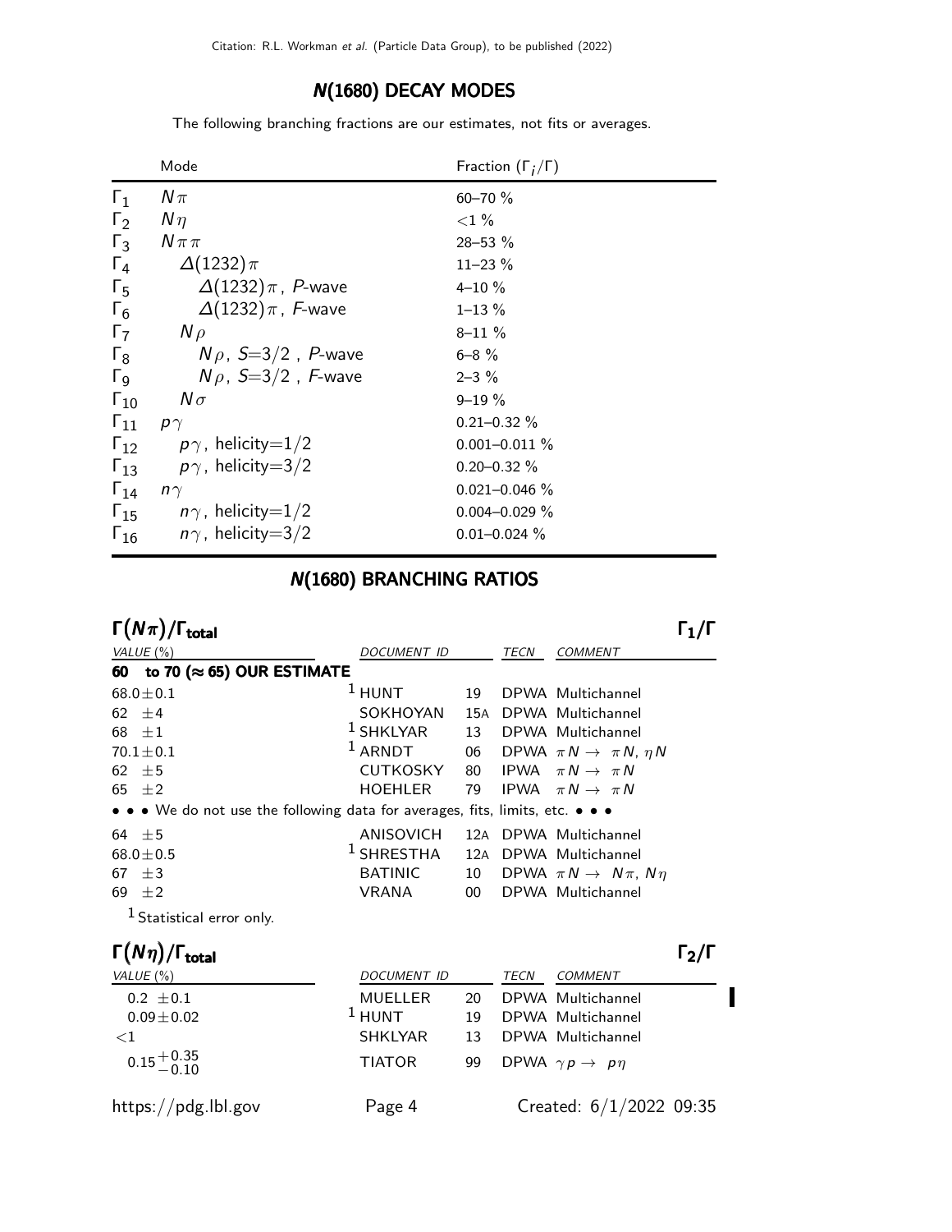## N(1680) DECAY MODES

The following branching fractions are our estimates, not fits or averages.

| | Mode | Fraction ($\Gamma_i/\Gamma$) |
|---|---|---|
| $\Gamma_1$ | $N\pi$ | 60–70 % |
| $\Gamma_2$ | $N\eta$ | <1 % |
| $\Gamma_3$ | $N\pi\pi$ | 28–53 % |
| $\Gamma_4$ | $\Delta(1232)\pi$ | 11–23 % |
| $\Gamma_5$ | $\Delta(1232)\pi$, P-wave | 4–10 % |
| $\Gamma_6$ | $\Delta(1232)\pi$, F-wave | 1–13 % |
| $\Gamma_7$ | $N\rho$ | 8–11 % |
| $\Gamma_8$ | $N\rho$, $S=3/2$, P-wave | 6–8 % |
| $\Gamma_9$ | $N\rho$, $S=3/2$, F-wave | 2–3 % |
| $\Gamma_{10}$ | $N\sigma$ | 9–19 % |
| $\Gamma_{11}$ | $p\gamma$ | 0.21–0.32 % |
| $\Gamma_{12}$ | $p\gamma$, helicity=1/2 | 0.001–0.011 % |
| $\Gamma_{13}$ | $p\gamma$, helicity=3/2 | 0.20–0.32 % |
| $\Gamma_{14}$ | $n\gamma$ | 0.021–0.046 % |
| $\Gamma_{15}$ | $n\gamma$, helicity=1/2 | 0.004–0.029 % |
| $\Gamma_{16}$ | $n\gamma$, helicity=3/2 | 0.01–0.024 % |

## N(1680) BRANCHING RATIOS

### $\Gamma(N\pi)/\Gamma_{total}$ — $\Gamma_1/\Gamma$

| VALUE (%) | DOCUMENT ID | | TECN | COMMENT |
|---|---|---|---|---|
| **60 to 70 (≈ 65) OUR ESTIMATE** | | | | |
| 68.0±0.1 | [1] HUNT | 19 | DPWA | Multichannel |
| 62 ±4 | SOKHOYAN | 15A | DPWA | Multichannel |
| 68 ±1 | [1] SHKLYAR | 13 | DPWA | Multichannel |
| 70.1±0.1 | [1] ARNDT | 06 | DPWA | $\pi N \to \pi N$, $\eta N$ |
| 62 ±5 | CUTKOSKY | 80 | IPWA | $\pi N \to \pi N$ |
| 65 ±2 | HOEHLER | 79 | IPWA | $\pi N \to \pi N$ |
| • • • We do not use the following data for averages, fits, limits, etc. • • • | | | | |
| 64 ±5 | ANISOVICH | 12A | DPWA | Multichannel |
| 68.0±0.5 | [1] SHRESTHA | 12A | DPWA | Multichannel |
| 67 ±3 | BATINIC | 10 | DPWA | $\pi N \to N\pi$, $N\eta$ |
| 69 ±2 | VRANA | 00 | DPWA | Multichannel |

[1] Statistical error only.

### $\Gamma(N\eta)/\Gamma_{total}$ — $\Gamma_2/\Gamma$

| VALUE (%) | DOCUMENT ID | | TECN | COMMENT |
|---|---|---|---|---|
| 0.2 ±0.1 | MUELLER | 20 | DPWA | Multichannel |
| 0.09±0.02 | [1] HUNT | 19 | DPWA | Multichannel |
| <1 | SHKLYAR | 13 | DPWA | Multichannel |
| $0.15^{+0.35}_{-0.10}$ | TIATOR | 99 | DPWA | $\gamma p \to p\eta$ |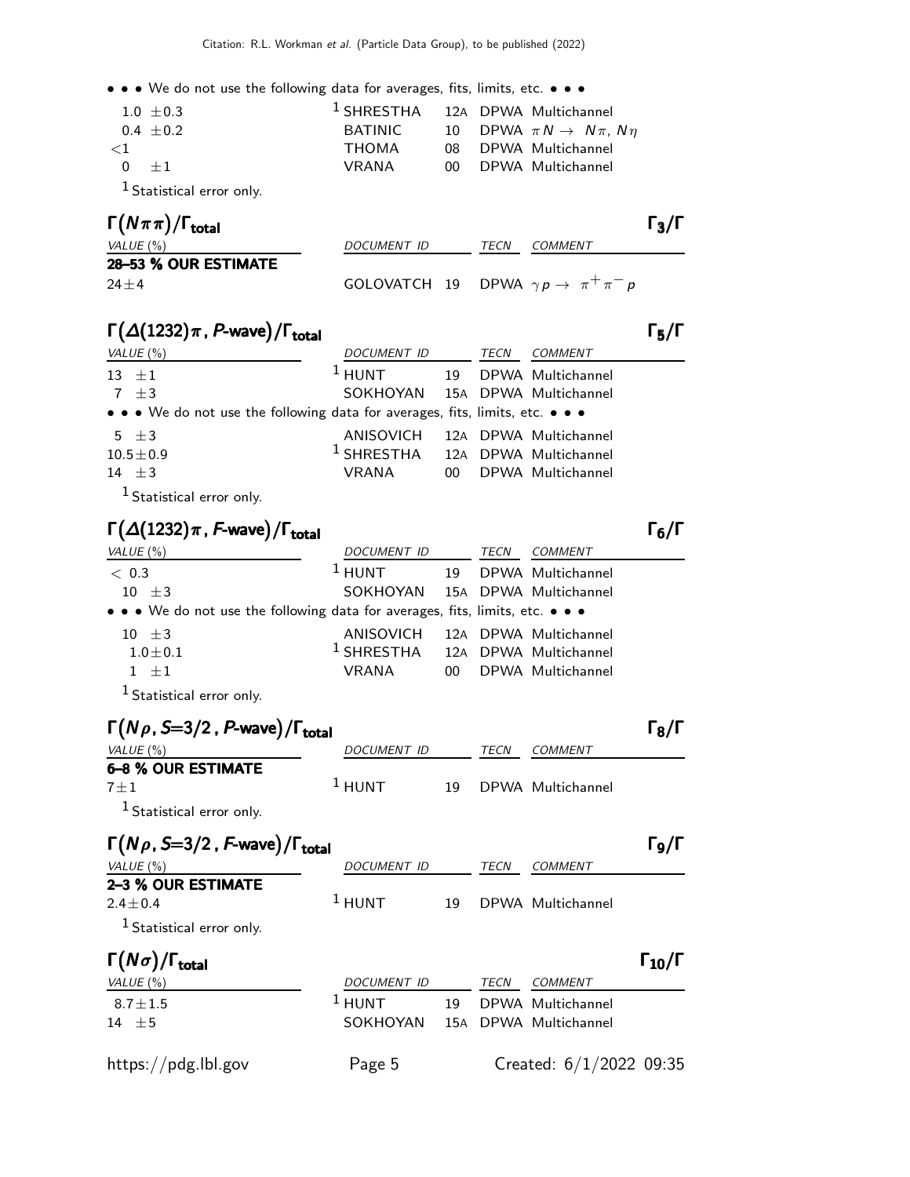• • • We do not use the following data for averages, fits, limits, etc. • • •

| VALUE | DOCUMENT ID | | TECN | COMMENT |
|---|---|---|---|---|
| 1.0 ±0.3 | [1] SHRESTHA | 12A | DPWA | Multichannel |
| 0.4 ±0.2 | BATINIC | 10 | DPWA | $\pi N \rightarrow N\pi$, $N\eta$ |
| <1 | THOMA | 08 | DPWA | Multichannel |
| 0 ±1 | VRANA | 00 | DPWA | Multichannel |

[1] Statistical error only.

### $\Gamma(N\pi\pi)/\Gamma_{\text{total}}$ — $\Gamma_3/\Gamma$

| VALUE (%) | DOCUMENT ID | | TECN | COMMENT |
|---|---|---|---|---|
| **28–53 % OUR ESTIMATE** | | | | |
| 24±4 | GOLOVATCH | 19 | DPWA | $\gamma p \rightarrow \pi^+ \pi^- p$ |

### $\Gamma(\Delta(1232)\pi$, *P*-wave$)/\Gamma_{\text{total}}$ — $\Gamma_5/\Gamma$

| VALUE (%) | DOCUMENT ID | | TECN | COMMENT |
|---|---|---|---|---|
| 13 ±1 | [1] HUNT | 19 | DPWA | Multichannel |
| 7 ±3 | SOKHOYAN | 15A | DPWA | Multichannel |
| • • • We do not use the following data for averages, fits, limits, etc. • • • | | | | |
| 5 ±3 | ANISOVICH | 12A | DPWA | Multichannel |
| 10.5±0.9 | [1] SHRESTHA | 12A | DPWA | Multichannel |
| 14 ±3 | VRANA | 00 | DPWA | Multichannel |

[1] Statistical error only.

### $\Gamma(\Delta(1232)\pi$, *F*-wave$)/\Gamma_{\text{total}}$ — $\Gamma_6/\Gamma$

| VALUE (%) | DOCUMENT ID | | TECN | COMMENT |
|---|---|---|---|---|
| < 0.3 | [1] HUNT | 19 | DPWA | Multichannel |
| 10 ±3 | SOKHOYAN | 15A | DPWA | Multichannel |
| • • • We do not use the following data for averages, fits, limits, etc. • • • | | | | |
| 10 ±3 | ANISOVICH | 12A | DPWA | Multichannel |
| 1.0±0.1 | [1] SHRESTHA | 12A | DPWA | Multichannel |
| 1 ±1 | VRANA | 00 | DPWA | Multichannel |

[1] Statistical error only.

### $\Gamma(N\rho, S=3/2$, *P*-wave$)/\Gamma_{\text{total}}$ — $\Gamma_8/\Gamma$

| VALUE (%) | DOCUMENT ID | | TECN | COMMENT |
|---|---|---|---|---|
| **6–8 % OUR ESTIMATE** | | | | |
| 7±1 | [1] HUNT | 19 | DPWA | Multichannel |

[1] Statistical error only.

### $\Gamma(N\rho, S=3/2$, *F*-wave$)/\Gamma_{\text{total}}$ — $\Gamma_9/\Gamma$

| VALUE (%) | DOCUMENT ID | | TECN | COMMENT |
|---|---|---|---|---|
| **2–3 % OUR ESTIMATE** | | | | |
| 2.4±0.4 | [1] HUNT | 19 | DPWA | Multichannel |

[1] Statistical error only.

### $\Gamma(N\sigma)/\Gamma_{\text{total}}$ — $\Gamma_{10}/\Gamma$

| VALUE (%) | DOCUMENT ID | | TECN | COMMENT |
|---|---|---|---|---|
| 8.7±1.5 | [1] HUNT | 19 | DPWA | Multichannel |
| 14 ±5 | SOKHOYAN | 15A | DPWA | Multichannel |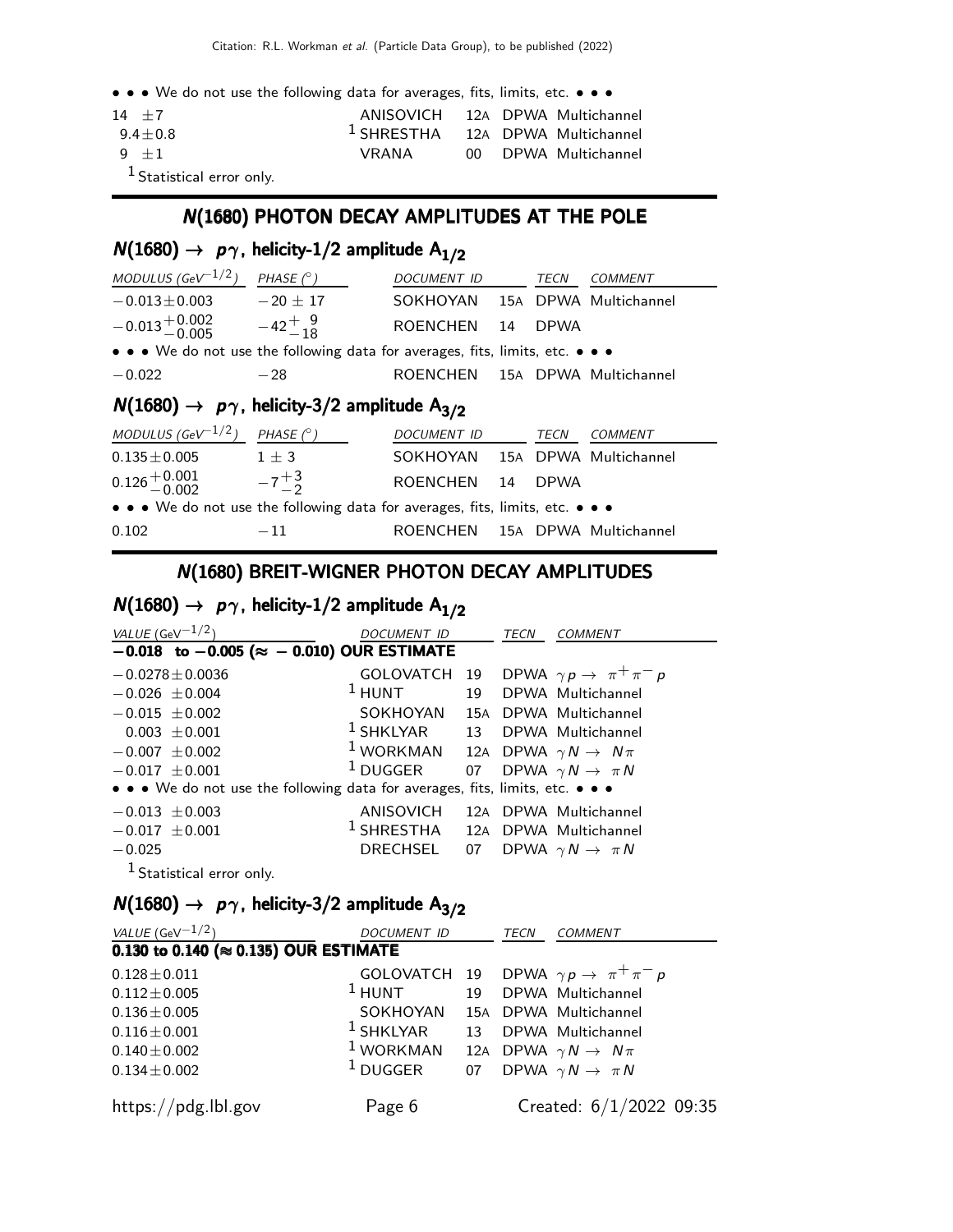• • • We do not use the following data for averages, fits, limits, etc. • • •

| | | | | |
|---|---|---|---|---|
| 14 $\pm$7 | ANISOVICH | 12A | DPWA | Multichannel |
| 9.4$\pm$0.8 | [1] SHRESTHA | 12A | DPWA | Multichannel |
| 9 $\pm$1 | VRANA | 00 | DPWA | Multichannel |

[1] Statistical error only.

## N(1680) PHOTON DECAY AMPLITUDES AT THE POLE

### $N(1680) \rightarrow p\gamma$, helicity-1/2 amplitude $A_{1/2}$

| MODULUS (GeV$^{-1/2}$) | PHASE ($^\circ$) | DOCUMENT ID | | TECN | COMMENT |
|---|---|---|---|---|---|
| $-0.013\pm0.003$ | $-20\pm17$ | SOKHOYAN | 15A | DPWA | Multichannel |
| $-0.013^{+0.002}_{-0.005}$ | $-42^{+\ 9}_{-18}$ | ROENCHEN | 14 | DPWA | |
| • • • We do not use the following data for averages, fits, limits, etc. • • • | | | | | |
| $-0.022$ | $-28$ | ROENCHEN | 15A | DPWA | Multichannel |

### $N(1680) \rightarrow p\gamma$, helicity-3/2 amplitude $A_{3/2}$

| MODULUS (GeV$^{-1/2}$) | PHASE ($^\circ$) | DOCUMENT ID | | TECN | COMMENT |
|---|---|---|---|---|---|
| $0.135\pm0.005$ | $1\pm3$ | SOKHOYAN | 15A | DPWA | Multichannel |
| $0.126^{+0.001}_{-0.002}$ | $-7^{+3}_{-2}$ | ROENCHEN | 14 | DPWA | |
| • • • We do not use the following data for averages, fits, limits, etc. • • • | | | | | |
| 0.102 | $-11$ | ROENCHEN | 15A | DPWA | Multichannel |

## N(1680) BREIT-WIGNER PHOTON DECAY AMPLITUDES

### $N(1680) \rightarrow p\gamma$, helicity-1/2 amplitude $A_{1/2}$

| VALUE (GeV$^{-1/2}$) | DOCUMENT ID | | TECN | COMMENT |
|---|---|---|---|---|
| **$-0.018$ to $-0.005$ ($\approx -0.010$) OUR ESTIMATE** | | | | |
| $-0.0278\pm0.0036$ | GOLOVATCH | 19 | DPWA | $\gamma p \rightarrow \pi^+\pi^- p$ |
| $-0.026\pm0.004$ | [1] HUNT | 19 | DPWA | Multichannel |
| $-0.015\pm0.002$ | SOKHOYAN | 15A | DPWA | Multichannel |
| $0.003\pm0.001$ | [1] SHKLYAR | 13 | DPWA | Multichannel |
| $-0.007\pm0.002$ | [1] WORKMAN | 12A | DPWA | $\gamma N \rightarrow N\pi$ |
| $-0.017\pm0.001$ | [1] DUGGER | 07 | DPWA | $\gamma N \rightarrow \pi N$ |
| • • • We do not use the following data for averages, fits, limits, etc. • • • | | | | |
| $-0.013\pm0.003$ | ANISOVICH | 12A | DPWA | Multichannel |
| $-0.017\pm0.001$ | [1] SHRESTHA | 12A | DPWA | Multichannel |
| $-0.025$ | DRECHSEL | 07 | DPWA | $\gamma N \rightarrow \pi N$ |

[1] Statistical error only.

### $N(1680) \rightarrow p\gamma$, helicity-3/2 amplitude $A_{3/2}$

| VALUE (GeV$^{-1/2}$) | DOCUMENT ID | | TECN | COMMENT |
|---|---|---|---|---|
| **0.130 to 0.140 ($\approx$ 0.135) OUR ESTIMATE** | | | | |
| $0.128\pm0.011$ | GOLOVATCH | 19 | DPWA | $\gamma p \rightarrow \pi^+\pi^- p$ |
| $0.112\pm0.005$ | [1] HUNT | 19 | DPWA | Multichannel |
| $0.136\pm0.005$ | SOKHOYAN | 15A | DPWA | Multichannel |
| $0.116\pm0.001$ | [1] SHKLYAR | 13 | DPWA | Multichannel |
| $0.140\pm0.002$ | [1] WORKMAN | 12A | DPWA | $\gamma N \rightarrow N\pi$ |
| $0.134\pm0.002$ | [1] DUGGER | 07 | DPWA | $\gamma N \rightarrow \pi N$ |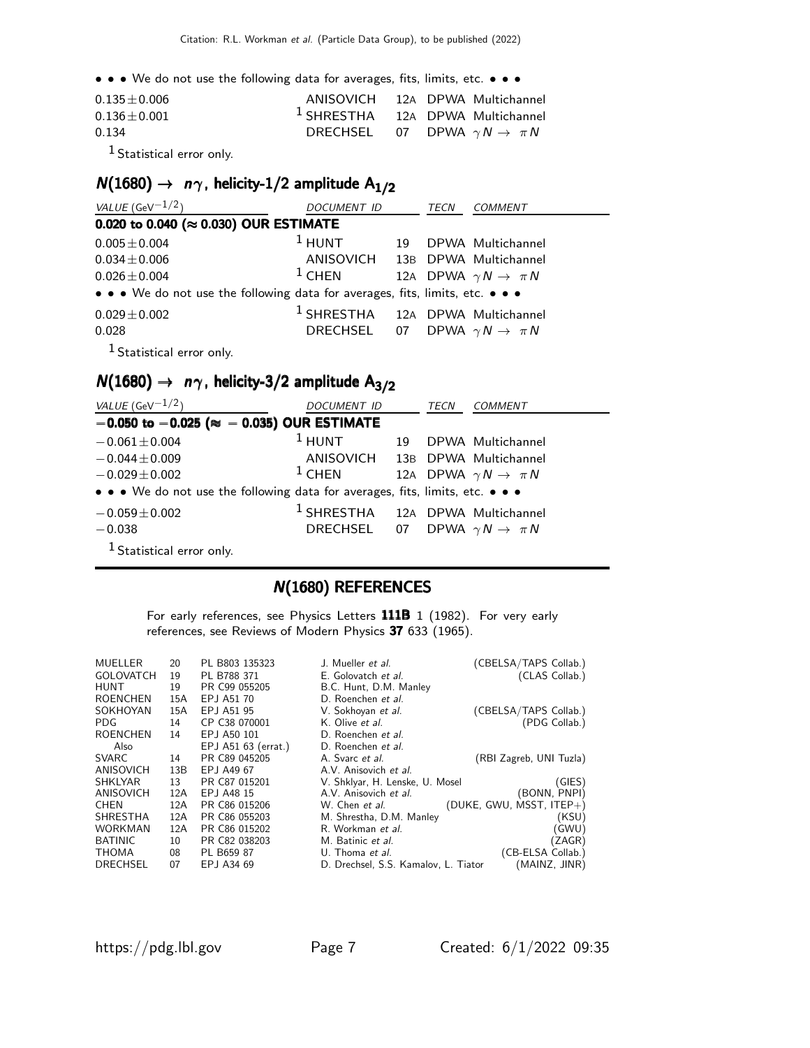• • • We do not use the following data for averages, fits, limits, etc. • • •

| | | | | |
|---|---|---|---|---|
| 0.135±0.006 | ANISOVICH | 12A | DPWA | Multichannel |
| 0.136±0.001 | [1] SHRESTHA | 12A | DPWA | Multichannel |
| 0.134 | DRECHSEL | 07 | DPWA | $\gamma N \rightarrow \pi N$ |

[1] Statistical error only.

## $N(1680) \rightarrow n\gamma$, helicity-1/2 amplitude $A_{1/2}$

| VALUE ($GeV^{-1/2}$) | DOCUMENT ID | | TECN | COMMENT |
|---|---|---|---|---|
| **0.020 to 0.040 (≈ 0.030) OUR ESTIMATE** | | | | |
| 0.005±0.004 | [1] HUNT | 19 | DPWA | Multichannel |
| 0.034±0.006 | ANISOVICH | 13B | DPWA | Multichannel |
| 0.026±0.004 | [1] CHEN | 12A | DPWA | $\gamma N \rightarrow \pi N$ |
| • • • We do not use the following data for averages, fits, limits, etc. • • • | | | | |
| 0.029±0.002 | [1] SHRESTHA | 12A | DPWA | Multichannel |
| 0.028 | DRECHSEL | 07 | DPWA | $\gamma N \rightarrow \pi N$ |

[1] Statistical error only.

## $N(1680) \rightarrow n\gamma$, helicity-3/2 amplitude $A_{3/2}$

| VALUE ($GeV^{-1/2}$) | DOCUMENT ID | | TECN | COMMENT |
|---|---|---|---|---|
| **−0.050 to −0.025 (≈ −0.035) OUR ESTIMATE** | | | | |
| −0.061±0.004 | [1] HUNT | 19 | DPWA | Multichannel |
| −0.044±0.009 | ANISOVICH | 13B | DPWA | Multichannel |
| −0.029±0.002 | [1] CHEN | 12A | DPWA | $\gamma N \rightarrow \pi N$ |
| • • • We do not use the following data for averages, fits, limits, etc. • • • | | | | |
| −0.059±0.002 | [1] SHRESTHA | 12A | DPWA | Multichannel |
| −0.038 | DRECHSEL | 07 | DPWA | $\gamma N \rightarrow \pi N$ |

[1] Statistical error only.

## N(1680) REFERENCES

For early references, see Physics Letters **111B** 1 (1982). For very early references, see Reviews of Modern Physics **37** 633 (1965).

| | | | | |
|---|---|---|---|---|
| MUELLER | 20 | PL B803 135323 | J. Mueller *et al.* | (CBELSA/TAPS Collab.) |
| GOLOVATCH | 19 | PL B788 371 | E. Golovatch *et al.* | (CLAS Collab.) |
| HUNT | 19 | PR C99 055205 | B.C. Hunt, D.M. Manley | |
| ROENCHEN | 15A | EPJ A51 70 | D. Roenchen *et al.* | |
| SOKHOYAN | 15A | EPJ A51 95 | V. Sokhoyan *et al.* | (CBELSA/TAPS Collab.) |
| PDG | 14 | CP C38 070001 | K. Olive *et al.* | (PDG Collab.) |
| ROENCHEN | 14 | EPJ A50 101 | D. Roenchen *et al.* | |
| Also | | EPJ A51 63 (errat.) | D. Roenchen *et al.* | |
| SVARC | 14 | PR C89 045205 | A. Svarc *et al.* | (RBI Zagreb, UNI Tuzla) |
| ANISOVICH | 13B | EPJ A49 67 | A.V. Anisovich *et al.* | |
| SHKLYAR | 13 | PR C87 015201 | V. Shklyar, H. Lenske, U. Mosel | (GIES) |
| ANISOVICH | 12A | EPJ A48 15 | A.V. Anisovich *et al.* | (BONN, PNPI) |
| CHEN | 12A | PR C86 015206 | W. Chen *et al.* | (DUKE, GWU, MSST, ITEP+) |
| SHRESTHA | 12A | PR C86 055203 | M. Shrestha, D.M. Manley | (KSU) |
| WORKMAN | 12A | PR C86 015202 | R. Workman *et al.* | (GWU) |
| BATINIC | 10 | PR C82 038203 | M. Batinic *et al.* | (ZAGR) |
| THOMA | 08 | PL B659 87 | U. Thoma *et al.* | (CB-ELSA Collab.) |
| DRECHSEL | 07 | EPJ A34 69 | D. Drechsel, S.S. Kamalov, L. Tiator | (MAINZ, JINR) |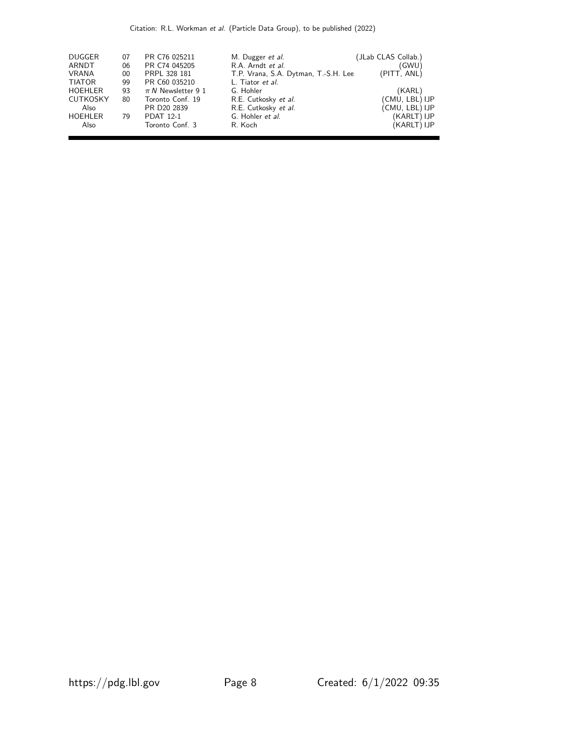| | | | | |
|---|---|---|---|---|
| DUGGER | 07 | PR C76 025211 | M. Dugger *et al.* | (JLab CLAS Collab.) |
| ARNDT | 06 | PR C74 045205 | R.A. Arndt *et al.* | (GWU) |
| VRANA | 00 | PRPL 328 181 | T.P. Vrana, S.A. Dytman, T.-S.H. Lee | (PITT, ANL) |
| TIATOR | 99 | PR C60 035210 | L. Tiator *et al.* | |
| HOEHLER | 93 | $\pi N$ Newsletter 9 1 | G. Hohler | (KARL) |
| CUTKOSKY | 80 | Toronto Conf. 19 | R.E. Cutkosky *et al.* | (CMU, LBL) IJP |
| Also | | PR D20 2839 | R.E. Cutkosky *et al.* | (CMU, LBL) IJP |
| HOEHLER | 79 | PDAT 12-1 | G. Hohler *et al.* | (KARLT) IJP |
| Also | | Toronto Conf. 3 | R. Koch | (KARLT) IJP |